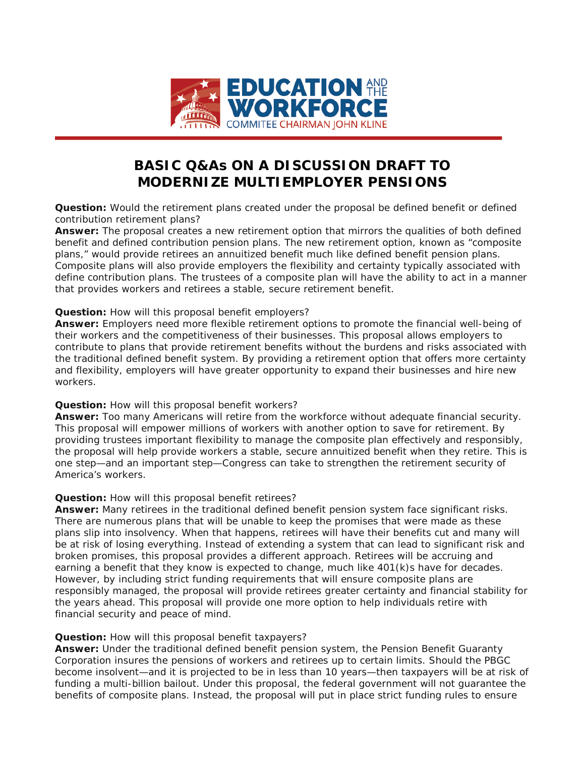EDUCATION AND THE WORKFORCE
COMMITEE CHAIRMAN JOHN KLINE

# BASIC Q&As ON A DISCUSSION DRAFT TO MODERNIZE MULTIEMPLOYER PENSIONS

**Question:** Would the retirement plans created under the proposal be defined benefit or defined contribution retirement plans?
**Answer:** The proposal creates a new retirement option that mirrors the qualities of both defined benefit and defined contribution pension plans. The new retirement option, known as "composite plans," would provide retirees an annuitized benefit much like defined benefit pension plans. Composite plans will also provide employers the flexibility and certainty typically associated with define contribution plans. The trustees of a composite plan will have the ability to act in a manner that provides workers and retirees a stable, secure retirement benefit.

**Question:** How will this proposal benefit employers?
**Answer:** Employers need more flexible retirement options to promote the financial well-being of their workers and the competitiveness of their businesses. This proposal allows employers to contribute to plans that provide retirement benefits without the burdens and risks associated with the traditional defined benefit system. By providing a retirement option that offers more certainty and flexibility, employers will have greater opportunity to expand their businesses and hire new workers.

**Question:** How will this proposal benefit workers?
**Answer:** Too many Americans will retire from the workforce without adequate financial security. This proposal will empower millions of workers with another option to save for retirement. By providing trustees important flexibility to manage the composite plan effectively and responsibly, the proposal will help provide workers a stable, secure annuitized benefit when they retire. This is one step—and an important step—Congress can take to strengthen the retirement security of America's workers.

**Question:** How will this proposal benefit retirees?
**Answer:** Many retirees in the traditional defined benefit pension system face significant risks. There are numerous plans that will be unable to keep the promises that were made as these plans slip into insolvency. When that happens, retirees will have their benefits cut and many will be at risk of losing everything. Instead of extending a system that can lead to significant risk and broken promises, this proposal provides a different approach. Retirees will be accruing and earning a benefit that they know is expected to change, much like 401(k)s have for decades. However, by including strict funding requirements that will ensure composite plans are responsibly managed, the proposal will provide retirees greater certainty and financial stability for the years ahead. This proposal will provide one more option to help individuals retire with financial security and peace of mind.

**Question:** How will this proposal benefit taxpayers?
**Answer:** Under the traditional defined benefit pension system, the Pension Benefit Guaranty Corporation insures the pensions of workers and retirees up to certain limits. Should the PBGC become insolvent—and it is projected to be in less than 10 years—then taxpayers will be at risk of funding a multi-billion bailout. Under this proposal, the federal government will not guarantee the benefits of composite plans. Instead, the proposal will put in place strict funding rules to ensure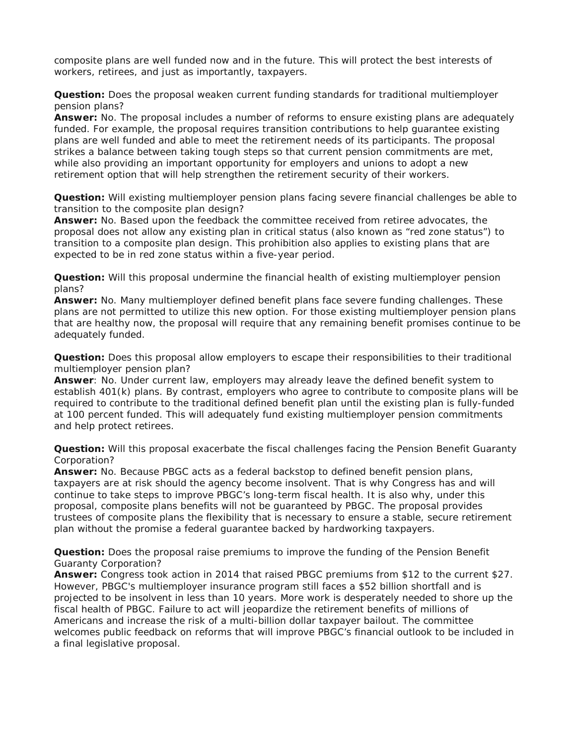composite plans are well funded now and in the future. This will protect the best interests of workers, retirees, and just as importantly, taxpayers.

**Question:** Does the proposal weaken current funding standards for traditional multiemployer pension plans?
**Answer:** No. The proposal includes a number of reforms to ensure existing plans are adequately funded. For example, the proposal requires transition contributions to help guarantee existing plans are well funded and able to meet the retirement needs of its participants. The proposal strikes a balance between taking tough steps so that current pension commitments are met, while also providing an important opportunity for employers and unions to adopt a new retirement option that will help strengthen the retirement security of their workers.

**Question:** Will existing multiemployer pension plans facing severe financial challenges be able to transition to the composite plan design?
**Answer:** No. Based upon the feedback the committee received from retiree advocates, the proposal does not allow any existing plan in critical status (also known as "red zone status") to transition to a composite plan design. This prohibition also applies to existing plans that are expected to be in red zone status within a five-year period.

**Question:** Will this proposal undermine the financial health of existing multiemployer pension plans?
**Answer:** No. Many multiemployer defined benefit plans face severe funding challenges. These plans are not permitted to utilize this new option. For those existing multiemployer pension plans that are healthy now, the proposal will require that any remaining benefit promises continue to be adequately funded.

**Question:** Does this proposal allow employers to escape their responsibilities to their traditional multiemployer pension plan?
**Answer**: No. Under current law, employers may already leave the defined benefit system to establish 401(k) plans. By contrast, employers who agree to contribute to composite plans will be required to contribute to the traditional defined benefit plan until the existing plan is fully-funded at 100 percent funded. This will adequately fund existing multiemployer pension commitments and help protect retirees.

**Question:** Will this proposal exacerbate the fiscal challenges facing the Pension Benefit Guaranty Corporation?
**Answer:** No. Because PBGC acts as a federal backstop to defined benefit pension plans, taxpayers are at risk should the agency become insolvent. That is why Congress has and will continue to take steps to improve PBGC's long-term fiscal health. It is also why, under this proposal, composite plans benefits will not be guaranteed by PBGC. The proposal provides trustees of composite plans the flexibility that is necessary to ensure a stable, secure retirement plan without the promise a federal guarantee backed by hardworking taxpayers.

**Question:** Does the proposal raise premiums to improve the funding of the Pension Benefit Guaranty Corporation?
**Answer:** Congress took action in 2014 that raised PBGC premiums from $12 to the current $27. However, PBGC's multiemployer insurance program still faces a $52 billion shortfall and is projected to be insolvent in less than 10 years. More work is desperately needed to shore up the fiscal health of PBGC. Failure to act will jeopardize the retirement benefits of millions of Americans and increase the risk of a multi-billion dollar taxpayer bailout. The committee welcomes public feedback on reforms that will improve PBGC's financial outlook to be included in a final legislative proposal.